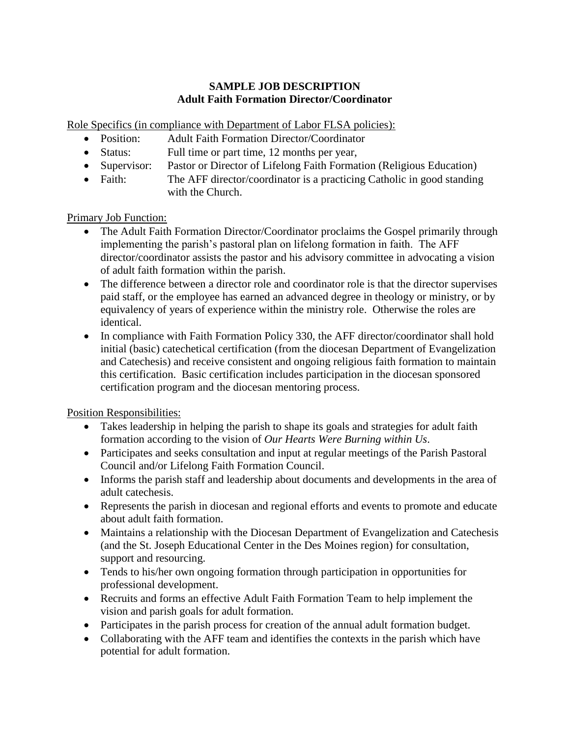**SAMPLE JOB DESCRIPTION**
**Adult Faith Formation Director/Coordinator**

Role Specifics (in compliance with Department of Labor FLSA policies):

- Position: Adult Faith Formation Director/Coordinator
- Status: Full time or part time, 12 months per year,
- Supervisor: Pastor or Director of Lifelong Faith Formation (Religious Education)
- Faith: The AFF director/coordinator is a practicing Catholic in good standing with the Church.

Primary Job Function:

- The Adult Faith Formation Director/Coordinator proclaims the Gospel primarily through implementing the parish's pastoral plan on lifelong formation in faith. The AFF director/coordinator assists the pastor and his advisory committee in advocating a vision of adult faith formation within the parish.
- The difference between a director role and coordinator role is that the director supervises paid staff, or the employee has earned an advanced degree in theology or ministry, or by equivalency of years of experience within the ministry role. Otherwise the roles are identical.
- In compliance with Faith Formation Policy 330, the AFF director/coordinator shall hold initial (basic) catechetical certification (from the diocesan Department of Evangelization and Catechesis) and receive consistent and ongoing religious faith formation to maintain this certification. Basic certification includes participation in the diocesan sponsored certification program and the diocesan mentoring process.

Position Responsibilities:

- Takes leadership in helping the parish to shape its goals and strategies for adult faith formation according to the vision of *Our Hearts Were Burning within Us*.
- Participates and seeks consultation and input at regular meetings of the Parish Pastoral Council and/or Lifelong Faith Formation Council.
- Informs the parish staff and leadership about documents and developments in the area of adult catechesis.
- Represents the parish in diocesan and regional efforts and events to promote and educate about adult faith formation.
- Maintains a relationship with the Diocesan Department of Evangelization and Catechesis (and the St. Joseph Educational Center in the Des Moines region) for consultation, support and resourcing.
- Tends to his/her own ongoing formation through participation in opportunities for professional development.
- Recruits and forms an effective Adult Faith Formation Team to help implement the vision and parish goals for adult formation.
- Participates in the parish process for creation of the annual adult formation budget.
- Collaborating with the AFF team and identifies the contexts in the parish which have potential for adult formation.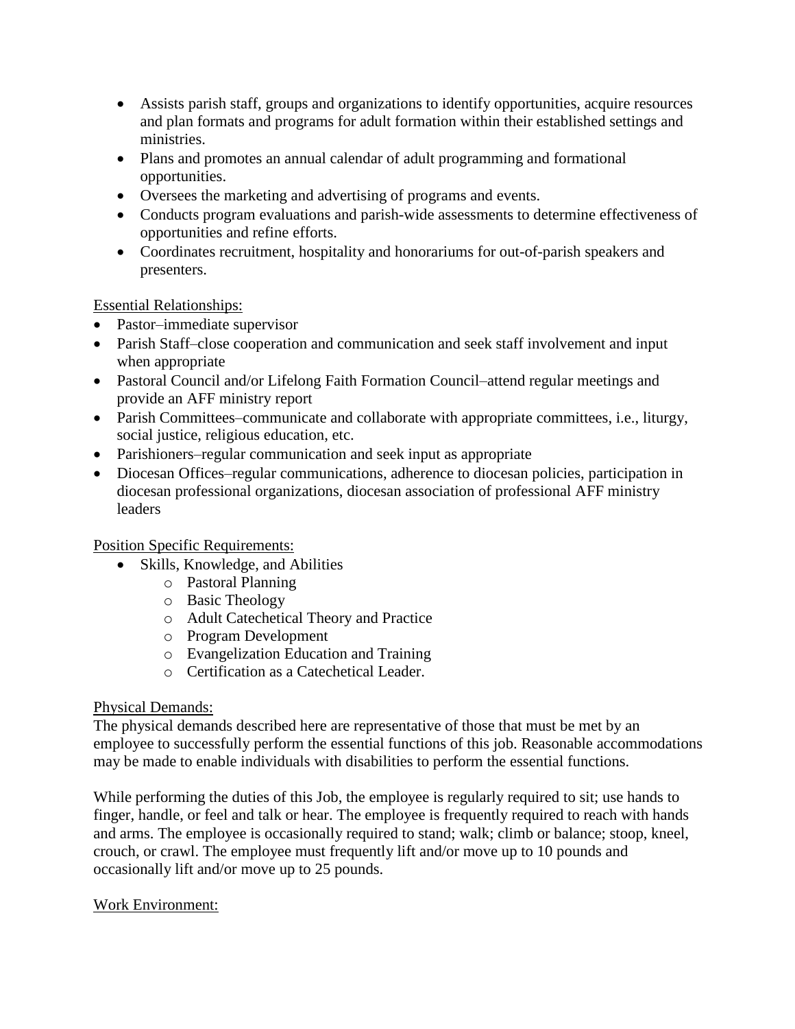- Assists parish staff, groups and organizations to identify opportunities, acquire resources and plan formats and programs for adult formation within their established settings and ministries.
- Plans and promotes an annual calendar of adult programming and formational opportunities.
- Oversees the marketing and advertising of programs and events.
- Conducts program evaluations and parish-wide assessments to determine effectiveness of opportunities and refine efforts.
- Coordinates recruitment, hospitality and honorariums for out-of-parish speakers and presenters.

Essential Relationships:

- Pastor–immediate supervisor
- Parish Staff–close cooperation and communication and seek staff involvement and input when appropriate
- Pastoral Council and/or Lifelong Faith Formation Council–attend regular meetings and provide an AFF ministry report
- Parish Committees–communicate and collaborate with appropriate committees, i.e., liturgy, social justice, religious education, etc.
- Parishioners–regular communication and seek input as appropriate
- Diocesan Offices–regular communications, adherence to diocesan policies, participation in diocesan professional organizations, diocesan association of professional AFF ministry leaders

Position Specific Requirements:

- Skills, Knowledge, and Abilities
  - Pastoral Planning
  - Basic Theology
  - Adult Catechetical Theory and Practice
  - Program Development
  - Evangelization Education and Training
  - Certification as a Catechetical Leader.

Physical Demands:

The physical demands described here are representative of those that must be met by an employee to successfully perform the essential functions of this job. Reasonable accommodations may be made to enable individuals with disabilities to perform the essential functions.

While performing the duties of this Job, the employee is regularly required to sit; use hands to finger, handle, or feel and talk or hear. The employee is frequently required to reach with hands and arms. The employee is occasionally required to stand; walk; climb or balance; stoop, kneel, crouch, or crawl. The employee must frequently lift and/or move up to 10 pounds and occasionally lift and/or move up to 25 pounds.

Work Environment: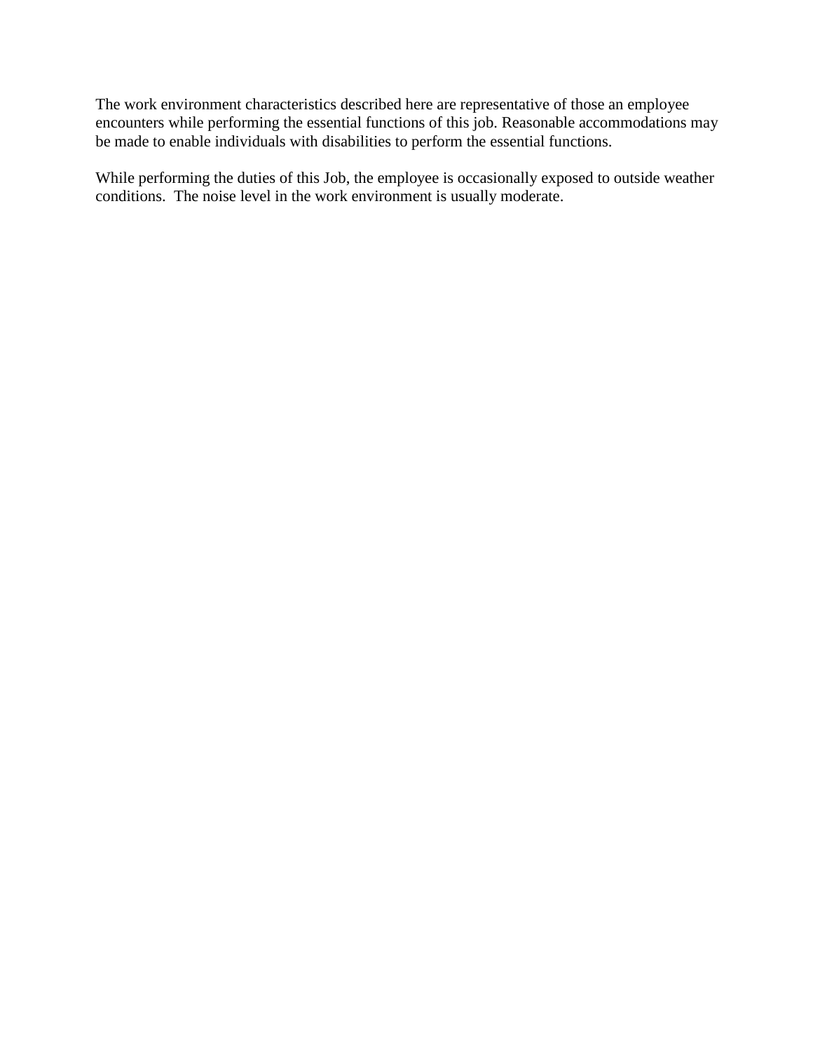The work environment characteristics described here are representative of those an employee encounters while performing the essential functions of this job. Reasonable accommodations may be made to enable individuals with disabilities to perform the essential functions.

While performing the duties of this Job, the employee is occasionally exposed to outside weather conditions. The noise level in the work environment is usually moderate.